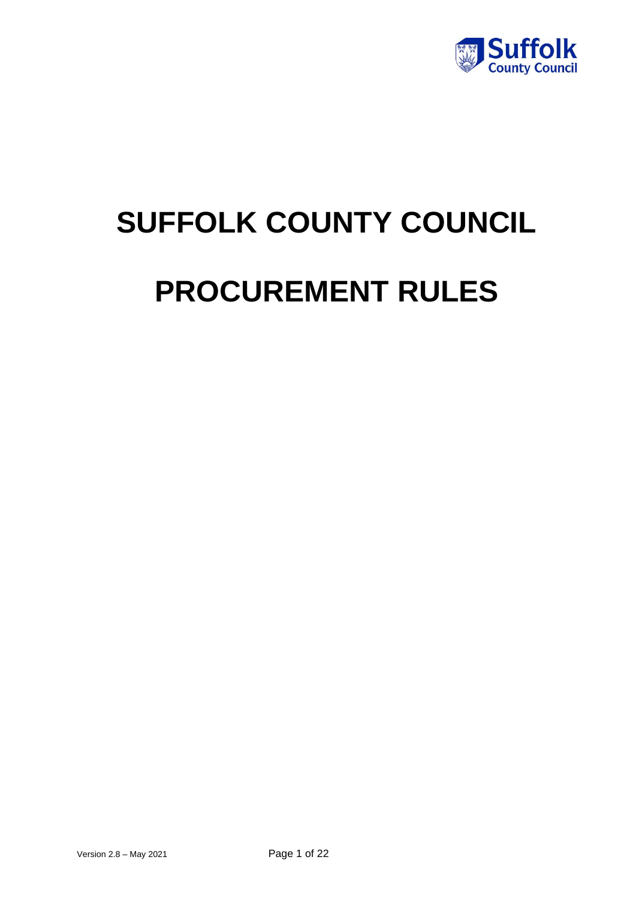# SUFFOLK COUNTY COUNCIL

# PROCUREMENT RULES

Version 2.8 – May 2021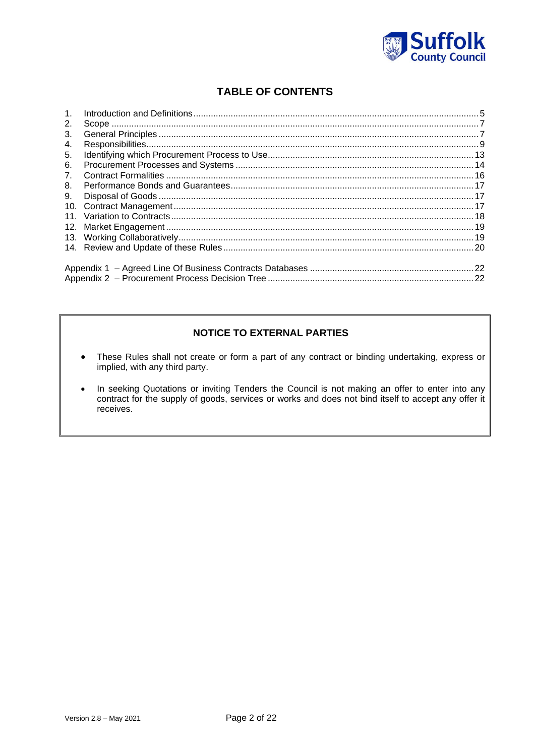## TABLE OF CONTENTS

1. Introduction and Definitions ..... 5
2. Scope ..... 7
3. General Principles ..... 7
4. Responsibilities ..... 9
5. Identifying which Procurement Process to Use ..... 13
6. Procurement Processes and Systems ..... 14
7. Contract Formalities ..... 16
8. Performance Bonds and Guarantees ..... 17
9. Disposal of Goods ..... 17
10. Contract Management ..... 17
11. Variation to Contracts ..... 18
12. Market Engagement ..... 19
13. Working Collaboratively ..... 19
14. Review and Update of these Rules ..... 20

Appendix 1 – Agreed Line Of Business Contracts Databases ..... 22
Appendix 2 – Procurement Process Decision Tree ..... 22

### NOTICE TO EXTERNAL PARTIES

- These Rules shall not create or form a part of any contract or binding undertaking, express or implied, with any third party.
- In seeking Quotations or inviting Tenders the Council is not making an offer to enter into any contract for the supply of goods, services or works and does not bind itself to accept any offer it receives.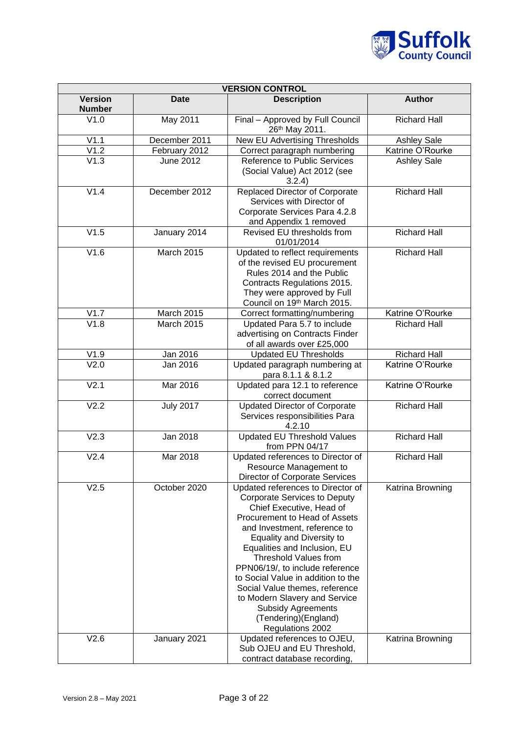| VERSION CONTROL | | | |
|---|---|---|---|
| **Version Number** | **Date** | **Description** | **Author** |
| V1.0 | May 2011 | Final – Approved by Full Council 26th May 2011. | Richard Hall |
| V1.1 | December 2011 | New EU Advertising Thresholds | Ashley Sale |
| V1.2 | February 2012 | Correct paragraph numbering | Katrine O'Rourke |
| V1.3 | June 2012 | Reference to Public Services (Social Value) Act 2012 (see 3.2.4) | Ashley Sale |
| V1.4 | December 2012 | Replaced Director of Corporate Services with Director of Corporate Services Para 4.2.8 and Appendix 1 removed | Richard Hall |
| V1.5 | January 2014 | Revised EU thresholds from 01/01/2014 | Richard Hall |
| V1.6 | March 2015 | Updated to reflect requirements of the revised EU procurement Rules 2014 and the Public Contracts Regulations 2015. They were approved by Full Council on 19th March 2015. | Richard Hall |
| V1.7 | March 2015 | Correct formatting/numbering | Katrine O'Rourke |
| V1.8 | March 2015 | Updated Para 5.7 to include advertising on Contracts Finder of all awards over £25,000 | Richard Hall |
| V1.9 | Jan 2016 | Updated EU Thresholds | Richard Hall |
| V2.0 | Jan 2016 | Updated paragraph numbering at para 8.1.1 & 8.1.2 | Katrine O'Rourke |
| V2.1 | Mar 2016 | Updated para 12.1 to reference correct document | Katrine O'Rourke |
| V2.2 | July 2017 | Updated Director of Corporate Services responsibilities Para 4.2.10 | Richard Hall |
| V2.3 | Jan 2018 | Updated EU Threshold Values from PPN 04/17 | Richard Hall |
| V2.4 | Mar 2018 | Updated references to Director of Resource Management to Director of Corporate Services | Richard Hall |
| V2.5 | October 2020 | Updated references to Director of Corporate Services to Deputy Chief Executive, Head of Procurement to Head of Assets and Investment, reference to Equality and Diversity to Equalities and Inclusion, EU Threshold Values from PPN06/19/, to include reference to Social Value in addition to the Social Value themes, reference to Modern Slavery and Service Subsidy Agreements (Tendering)(England) Regulations 2002 | Katrina Browning |
| V2.6 | January 2021 | Updated references to OJEU, Sub OJEU and EU Threshold, contract database recording, | Katrina Browning |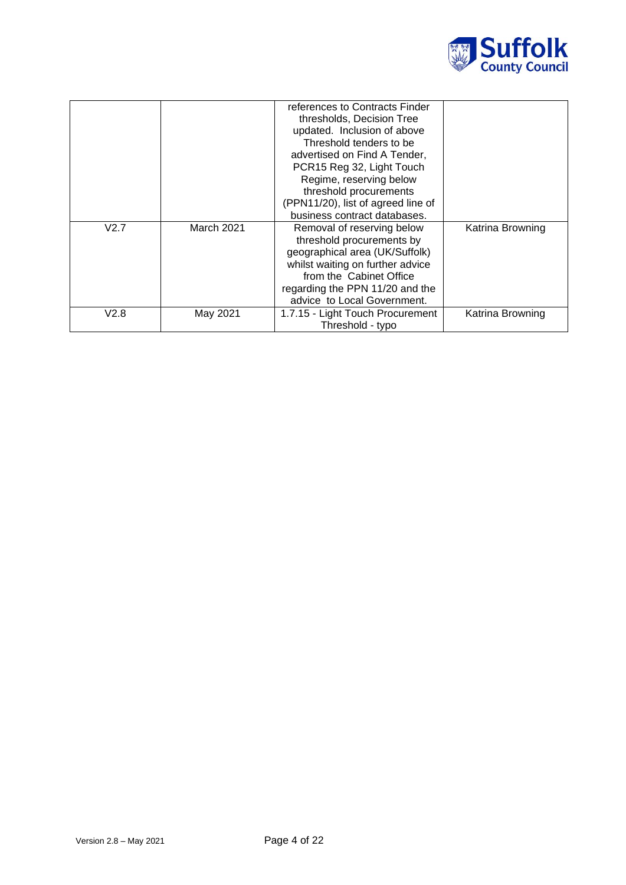| | | references to Contracts Finder thresholds, Decision Tree updated. Inclusion of above Threshold tenders to be advertised on Find A Tender, PCR15 Reg 32, Light Touch Regime, reserving below threshold procurements (PPN11/20), list of agreed line of business contract databases. | |
|---|---|---|---|
| V2.7 | March 2021 | Removal of reserving below threshold procurements by geographical area (UK/Suffolk) whilst waiting on further advice from the Cabinet Office regarding the PPN 11/20 and the advice to Local Government. | Katrina Browning |
| V2.8 | May 2021 | 1.7.15 - Light Touch Procurement Threshold - typo | Katrina Browning |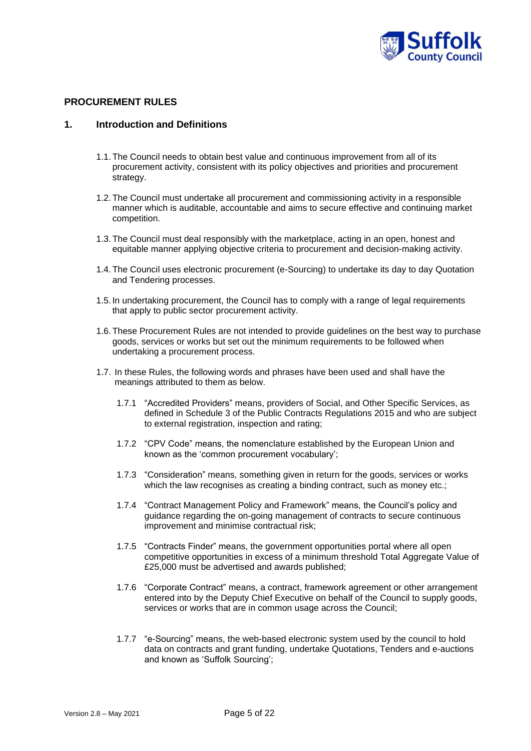## PROCUREMENT RULES

### 1. Introduction and Definitions

1.1. The Council needs to obtain best value and continuous improvement from all of its procurement activity, consistent with its policy objectives and priorities and procurement strategy.

1.2. The Council must undertake all procurement and commissioning activity in a responsible manner which is auditable, accountable and aims to secure effective and continuing market competition.

1.3. The Council must deal responsibly with the marketplace, acting in an open, honest and equitable manner applying objective criteria to procurement and decision-making activity.

1.4. The Council uses electronic procurement (e-Sourcing) to undertake its day to day Quotation and Tendering processes.

1.5. In undertaking procurement, the Council has to comply with a range of legal requirements that apply to public sector procurement activity.

1.6. These Procurement Rules are not intended to provide guidelines on the best way to purchase goods, services or works but set out the minimum requirements to be followed when undertaking a procurement process.

1.7. In these Rules, the following words and phrases have been used and shall have the meanings attributed to them as below.

1.7.1 "Accredited Providers" means, providers of Social, and Other Specific Services, as defined in Schedule 3 of the Public Contracts Regulations 2015 and who are subject to external registration, inspection and rating;

1.7.2 "CPV Code" means, the nomenclature established by the European Union and known as the 'common procurement vocabulary';

1.7.3 "Consideration" means, something given in return for the goods, services or works which the law recognises as creating a binding contract, such as money etc.;

1.7.4 "Contract Management Policy and Framework" means, the Council's policy and guidance regarding the on-going management of contracts to secure continuous improvement and minimise contractual risk;

1.7.5 "Contracts Finder" means, the government opportunities portal where all open competitive opportunities in excess of a minimum threshold Total Aggregate Value of £25,000 must be advertised and awards published;

1.7.6 "Corporate Contract" means, a contract, framework agreement or other arrangement entered into by the Deputy Chief Executive on behalf of the Council to supply goods, services or works that are in common usage across the Council;

1.7.7 "e-Sourcing" means, the web-based electronic system used by the council to hold data on contracts and grant funding, undertake Quotations, Tenders and e-auctions and known as 'Suffolk Sourcing';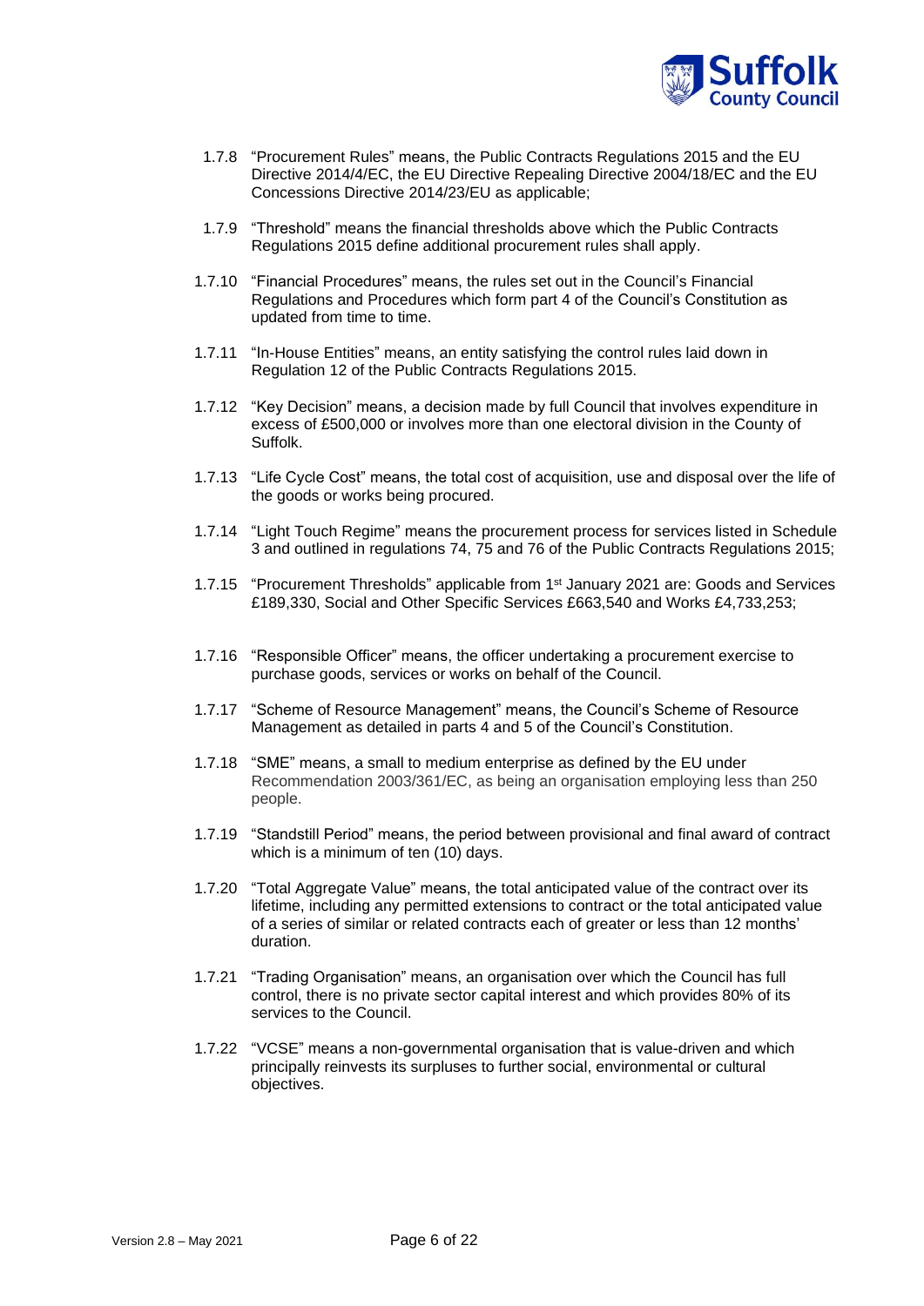1.7.8 "Procurement Rules" means, the Public Contracts Regulations 2015 and the EU Directive 2014/4/EC, the EU Directive Repealing Directive 2004/18/EC and the EU Concessions Directive 2014/23/EU as applicable;

1.7.9 "Threshold" means the financial thresholds above which the Public Contracts Regulations 2015 define additional procurement rules shall apply.

1.7.10 "Financial Procedures" means, the rules set out in the Council's Financial Regulations and Procedures which form part 4 of the Council's Constitution as updated from time to time.

1.7.11 "In-House Entities" means, an entity satisfying the control rules laid down in Regulation 12 of the Public Contracts Regulations 2015.

1.7.12 "Key Decision" means, a decision made by full Council that involves expenditure in excess of £500,000 or involves more than one electoral division in the County of Suffolk.

1.7.13 "Life Cycle Cost" means, the total cost of acquisition, use and disposal over the life of the goods or works being procured.

1.7.14 "Light Touch Regime" means the procurement process for services listed in Schedule 3 and outlined in regulations 74, 75 and 76 of the Public Contracts Regulations 2015;

1.7.15 "Procurement Thresholds" applicable from 1st January 2021 are: Goods and Services £189,330, Social and Other Specific Services £663,540 and Works £4,733,253;

1.7.16 "Responsible Officer" means, the officer undertaking a procurement exercise to purchase goods, services or works on behalf of the Council.

1.7.17 "Scheme of Resource Management" means, the Council's Scheme of Resource Management as detailed in parts 4 and 5 of the Council's Constitution.

1.7.18 "SME" means, a small to medium enterprise as defined by the EU under Recommendation 2003/361/EC, as being an organisation employing less than 250 people.

1.7.19 "Standstill Period" means, the period between provisional and final award of contract which is a minimum of ten (10) days.

1.7.20 "Total Aggregate Value" means, the total anticipated value of the contract over its lifetime, including any permitted extensions to contract or the total anticipated value of a series of similar or related contracts each of greater or less than 12 months' duration.

1.7.21 "Trading Organisation" means, an organisation over which the Council has full control, there is no private sector capital interest and which provides 80% of its services to the Council.

1.7.22 "VCSE" means a non-governmental organisation that is value-driven and which principally reinvests its surpluses to further social, environmental or cultural objectives.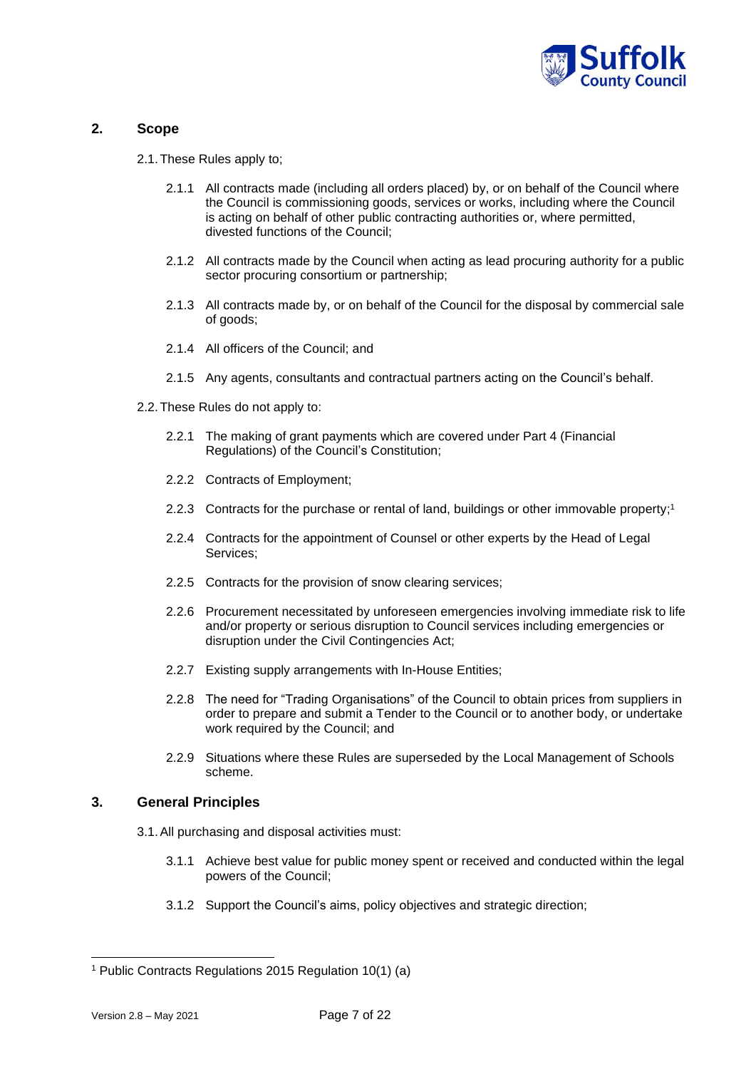## 2. Scope

2.1. These Rules apply to;

2.1.1 All contracts made (including all orders placed) by, or on behalf of the Council where the Council is commissioning goods, services or works, including where the Council is acting on behalf of other public contracting authorities or, where permitted, divested functions of the Council;

2.1.2 All contracts made by the Council when acting as lead procuring authority for a public sector procuring consortium or partnership;

2.1.3 All contracts made by, or on behalf of the Council for the disposal by commercial sale of goods;

2.1.4 All officers of the Council; and

2.1.5 Any agents, consultants and contractual partners acting on the Council's behalf.

2.2. These Rules do not apply to:

2.2.1 The making of grant payments which are covered under Part 4 (Financial Regulations) of the Council's Constitution;

2.2.2 Contracts of Employment;

2.2.3 Contracts for the purchase or rental of land, buildings or other immovable property;[1]

2.2.4 Contracts for the appointment of Counsel or other experts by the Head of Legal Services;

2.2.5 Contracts for the provision of snow clearing services;

2.2.6 Procurement necessitated by unforeseen emergencies involving immediate risk to life and/or property or serious disruption to Council services including emergencies or disruption under the Civil Contingencies Act;

2.2.7 Existing supply arrangements with In-House Entities;

2.2.8 The need for "Trading Organisations" of the Council to obtain prices from suppliers in order to prepare and submit a Tender to the Council or to another body, or undertake work required by the Council; and

2.2.9 Situations where these Rules are superseded by the Local Management of Schools scheme.

## 3. General Principles

3.1. All purchasing and disposal activities must:

3.1.1 Achieve best value for public money spent or received and conducted within the legal powers of the Council;

3.1.2 Support the Council's aims, policy objectives and strategic direction;

[1] Public Contracts Regulations 2015 Regulation 10(1) (a)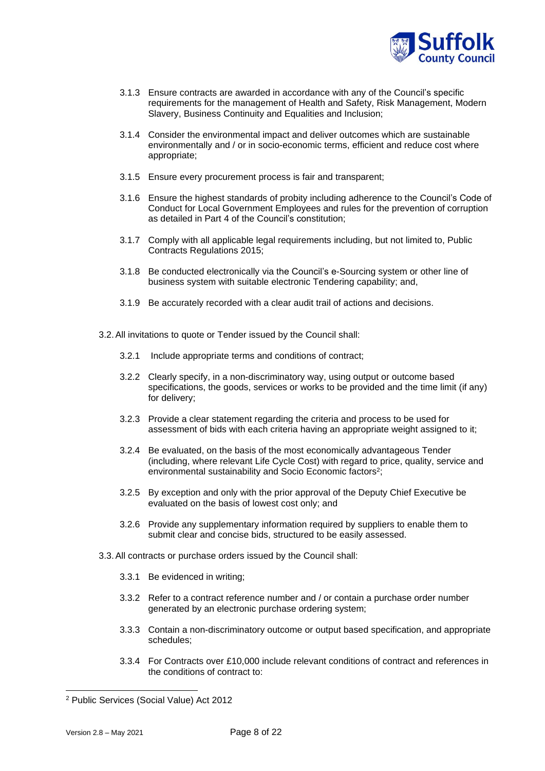3.1.3 Ensure contracts are awarded in accordance with any of the Council's specific requirements for the management of Health and Safety, Risk Management, Modern Slavery, Business Continuity and Equalities and Inclusion;

3.1.4 Consider the environmental impact and deliver outcomes which are sustainable environmentally and / or in socio-economic terms, efficient and reduce cost where appropriate;

3.1.5 Ensure every procurement process is fair and transparent;

3.1.6 Ensure the highest standards of probity including adherence to the Council's Code of Conduct for Local Government Employees and rules for the prevention of corruption as detailed in Part 4 of the Council's constitution;

3.1.7 Comply with all applicable legal requirements including, but not limited to, Public Contracts Regulations 2015;

3.1.8 Be conducted electronically via the Council's e-Sourcing system or other line of business system with suitable electronic Tendering capability; and,

3.1.9 Be accurately recorded with a clear audit trail of actions and decisions.

3.2. All invitations to quote or Tender issued by the Council shall:

3.2.1 Include appropriate terms and conditions of contract;

3.2.2 Clearly specify, in a non-discriminatory way, using output or outcome based specifications, the goods, services or works to be provided and the time limit (if any) for delivery;

3.2.3 Provide a clear statement regarding the criteria and process to be used for assessment of bids with each criteria having an appropriate weight assigned to it;

3.2.4 Be evaluated, on the basis of the most economically advantageous Tender (including, where relevant Life Cycle Cost) with regard to price, quality, service and environmental sustainability and Socio Economic factors[2];

3.2.5 By exception and only with the prior approval of the Deputy Chief Executive be evaluated on the basis of lowest cost only; and

3.2.6 Provide any supplementary information required by suppliers to enable them to submit clear and concise bids, structured to be easily assessed.

3.3. All contracts or purchase orders issued by the Council shall:

3.3.1 Be evidenced in writing;

3.3.2 Refer to a contract reference number and / or contain a purchase order number generated by an electronic purchase ordering system;

3.3.3 Contain a non-discriminatory outcome or output based specification, and appropriate schedules;

3.3.4 For Contracts over £10,000 include relevant conditions of contract and references in the conditions of contract to:

---

[2] Public Services (Social Value) Act 2012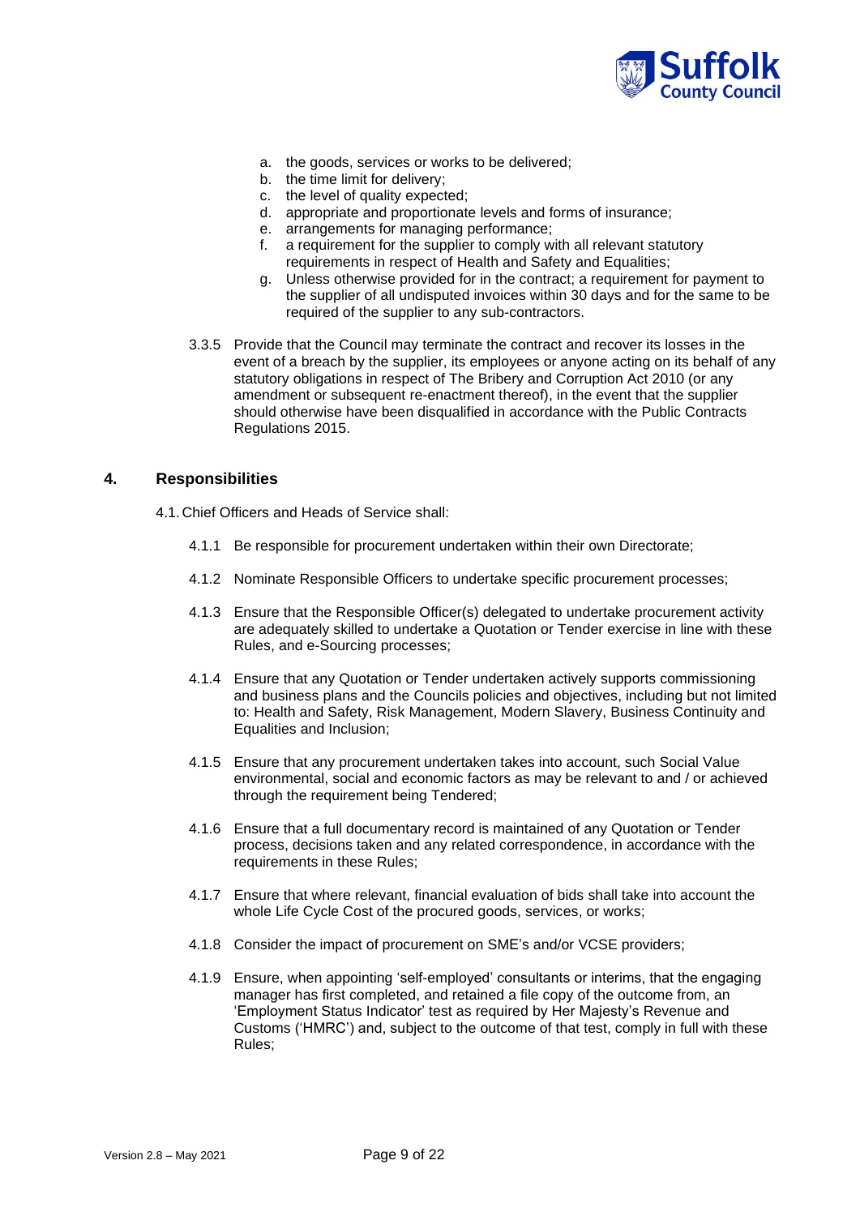a. the goods, services or works to be delivered;
b. the time limit for delivery;
c. the level of quality expected;
d. appropriate and proportionate levels and forms of insurance;
e. arrangements for managing performance;
f. a requirement for the supplier to comply with all relevant statutory requirements in respect of Health and Safety and Equalities;
g. Unless otherwise provided for in the contract; a requirement for payment to the supplier of all undisputed invoices within 30 days and for the same to be required of the supplier to any sub-contractors.

3.3.5 Provide that the Council may terminate the contract and recover its losses in the event of a breach by the supplier, its employees or anyone acting on its behalf of any statutory obligations in respect of The Bribery and Corruption Act 2010 (or any amendment or subsequent re-enactment thereof), in the event that the supplier should otherwise have been disqualified in accordance with the Public Contracts Regulations 2015.

## 4. Responsibilities

4.1. Chief Officers and Heads of Service shall:

4.1.1 Be responsible for procurement undertaken within their own Directorate;

4.1.2 Nominate Responsible Officers to undertake specific procurement processes;

4.1.3 Ensure that the Responsible Officer(s) delegated to undertake procurement activity are adequately skilled to undertake a Quotation or Tender exercise in line with these Rules, and e-Sourcing processes;

4.1.4 Ensure that any Quotation or Tender undertaken actively supports commissioning and business plans and the Councils policies and objectives, including but not limited to: Health and Safety, Risk Management, Modern Slavery, Business Continuity and Equalities and Inclusion;

4.1.5 Ensure that any procurement undertaken takes into account, such Social Value environmental, social and economic factors as may be relevant to and / or achieved through the requirement being Tendered;

4.1.6 Ensure that a full documentary record is maintained of any Quotation or Tender process, decisions taken and any related correspondence, in accordance with the requirements in these Rules;

4.1.7 Ensure that where relevant, financial evaluation of bids shall take into account the whole Life Cycle Cost of the procured goods, services, or works;

4.1.8 Consider the impact of procurement on SME's and/or VCSE providers;

4.1.9 Ensure, when appointing 'self-employed' consultants or interims, that the engaging manager has first completed, and retained a file copy of the outcome from, an 'Employment Status Indicator' test as required by Her Majesty's Revenue and Customs ('HMRC') and, subject to the outcome of that test, comply in full with these Rules;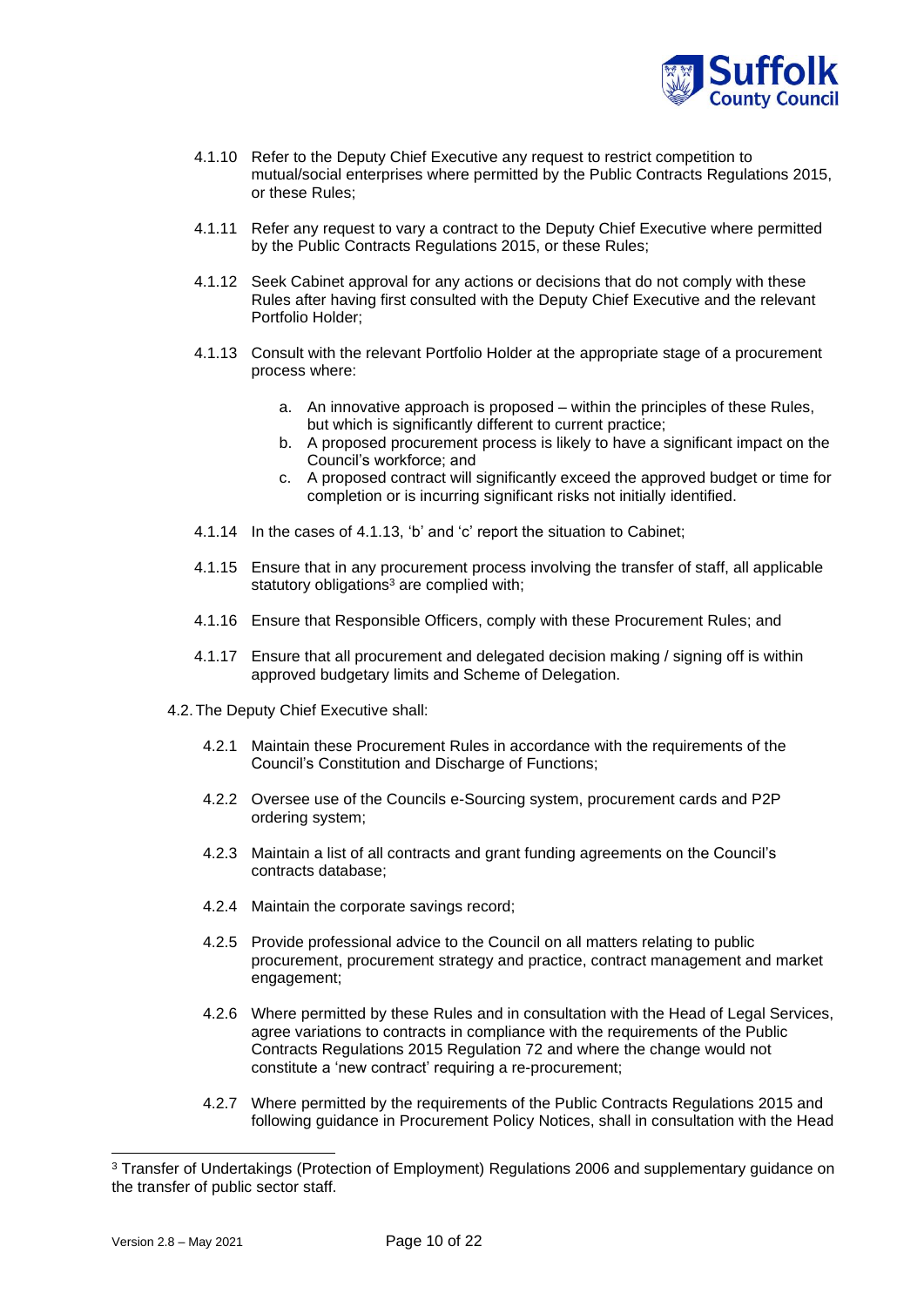4.1.10 Refer to the Deputy Chief Executive any request to restrict competition to mutual/social enterprises where permitted by the Public Contracts Regulations 2015, or these Rules;

4.1.11 Refer any request to vary a contract to the Deputy Chief Executive where permitted by the Public Contracts Regulations 2015, or these Rules;

4.1.12 Seek Cabinet approval for any actions or decisions that do not comply with these Rules after having first consulted with the Deputy Chief Executive and the relevant Portfolio Holder;

4.1.13 Consult with the relevant Portfolio Holder at the appropriate stage of a procurement process where:

a. An innovative approach is proposed – within the principles of these Rules, but which is significantly different to current practice;
b. A proposed procurement process is likely to have a significant impact on the Council's workforce; and
c. A proposed contract will significantly exceed the approved budget or time for completion or is incurring significant risks not initially identified.

4.1.14 In the cases of 4.1.13, 'b' and 'c' report the situation to Cabinet;

4.1.15 Ensure that in any procurement process involving the transfer of staff, all applicable statutory obligations[3] are complied with;

4.1.16 Ensure that Responsible Officers, comply with these Procurement Rules; and

4.1.17 Ensure that all procurement and delegated decision making / signing off is within approved budgetary limits and Scheme of Delegation.

4.2. The Deputy Chief Executive shall:

4.2.1 Maintain these Procurement Rules in accordance with the requirements of the Council's Constitution and Discharge of Functions;

4.2.2 Oversee use of the Councils e-Sourcing system, procurement cards and P2P ordering system;

4.2.3 Maintain a list of all contracts and grant funding agreements on the Council's contracts database;

4.2.4 Maintain the corporate savings record;

4.2.5 Provide professional advice to the Council on all matters relating to public procurement, procurement strategy and practice, contract management and market engagement;

4.2.6 Where permitted by these Rules and in consultation with the Head of Legal Services, agree variations to contracts in compliance with the requirements of the Public Contracts Regulations 2015 Regulation 72 and where the change would not constitute a 'new contract' requiring a re-procurement;

4.2.7 Where permitted by the requirements of the Public Contracts Regulations 2015 and following guidance in Procurement Policy Notices, shall in consultation with the Head

[3] Transfer of Undertakings (Protection of Employment) Regulations 2006 and supplementary guidance on the transfer of public sector staff.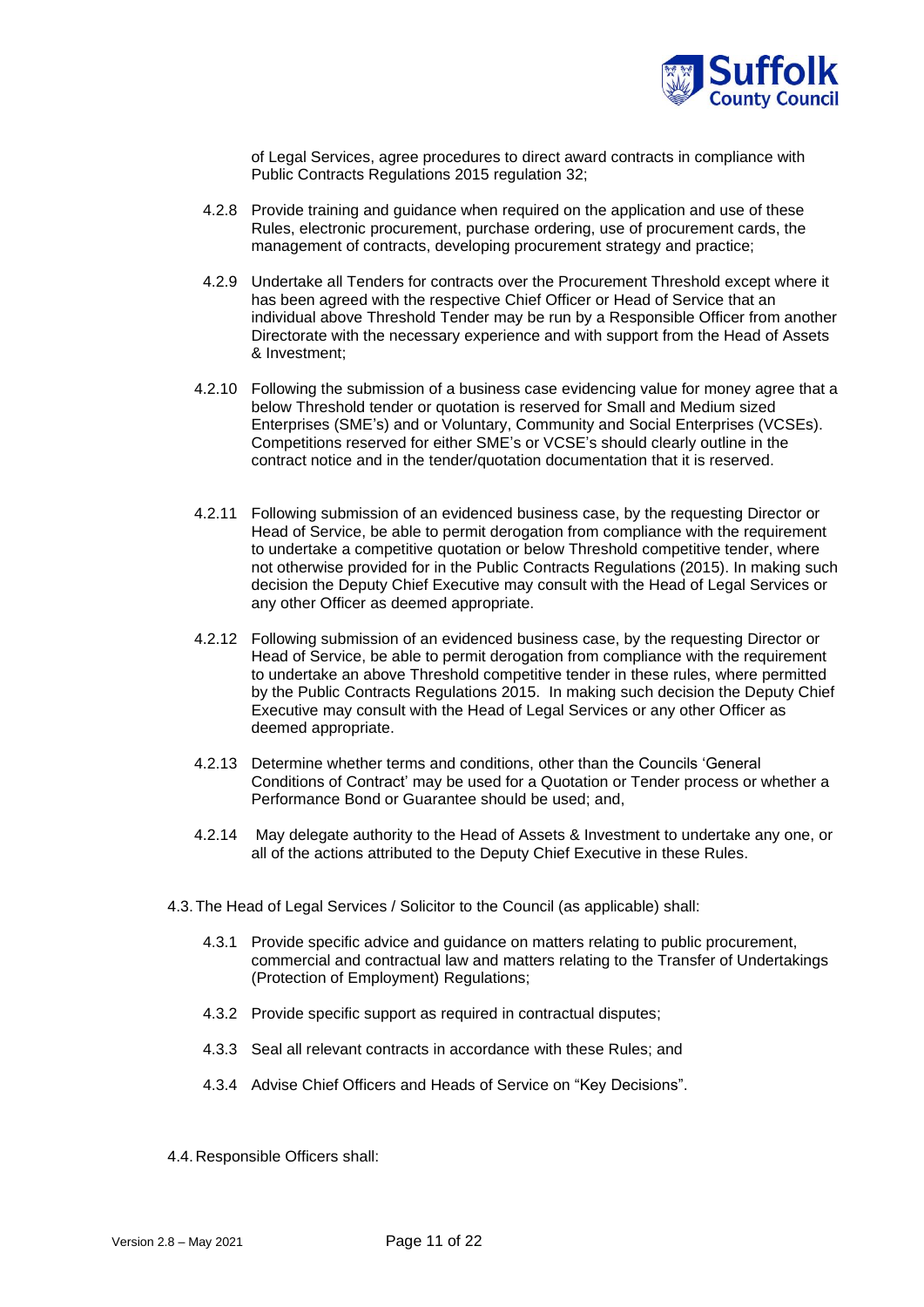of Legal Services, agree procedures to direct award contracts in compliance with Public Contracts Regulations 2015 regulation 32;

4.2.8 Provide training and guidance when required on the application and use of these Rules, electronic procurement, purchase ordering, use of procurement cards, the management of contracts, developing procurement strategy and practice;

4.2.9 Undertake all Tenders for contracts over the Procurement Threshold except where it has been agreed with the respective Chief Officer or Head of Service that an individual above Threshold Tender may be run by a Responsible Officer from another Directorate with the necessary experience and with support from the Head of Assets & Investment;

4.2.10 Following the submission of a business case evidencing value for money agree that a below Threshold tender or quotation is reserved for Small and Medium sized Enterprises (SME's) and or Voluntary, Community and Social Enterprises (VCSEs). Competitions reserved for either SME's or VCSE's should clearly outline in the contract notice and in the tender/quotation documentation that it is reserved.

4.2.11 Following submission of an evidenced business case, by the requesting Director or Head of Service, be able to permit derogation from compliance with the requirement to undertake a competitive quotation or below Threshold competitive tender, where not otherwise provided for in the Public Contracts Regulations (2015). In making such decision the Deputy Chief Executive may consult with the Head of Legal Services or any other Officer as deemed appropriate.

4.2.12 Following submission of an evidenced business case, by the requesting Director or Head of Service, be able to permit derogation from compliance with the requirement to undertake an above Threshold competitive tender in these rules, where permitted by the Public Contracts Regulations 2015. In making such decision the Deputy Chief Executive may consult with the Head of Legal Services or any other Officer as deemed appropriate.

4.2.13 Determine whether terms and conditions, other than the Councils 'General Conditions of Contract' may be used for a Quotation or Tender process or whether a Performance Bond or Guarantee should be used; and,

4.2.14 May delegate authority to the Head of Assets & Investment to undertake any one, or all of the actions attributed to the Deputy Chief Executive in these Rules.

4.3. The Head of Legal Services / Solicitor to the Council (as applicable) shall:

4.3.1 Provide specific advice and guidance on matters relating to public procurement, commercial and contractual law and matters relating to the Transfer of Undertakings (Protection of Employment) Regulations;

4.3.2 Provide specific support as required in contractual disputes;

4.3.3 Seal all relevant contracts in accordance with these Rules; and

4.3.4 Advise Chief Officers and Heads of Service on "Key Decisions".

4.4. Responsible Officers shall: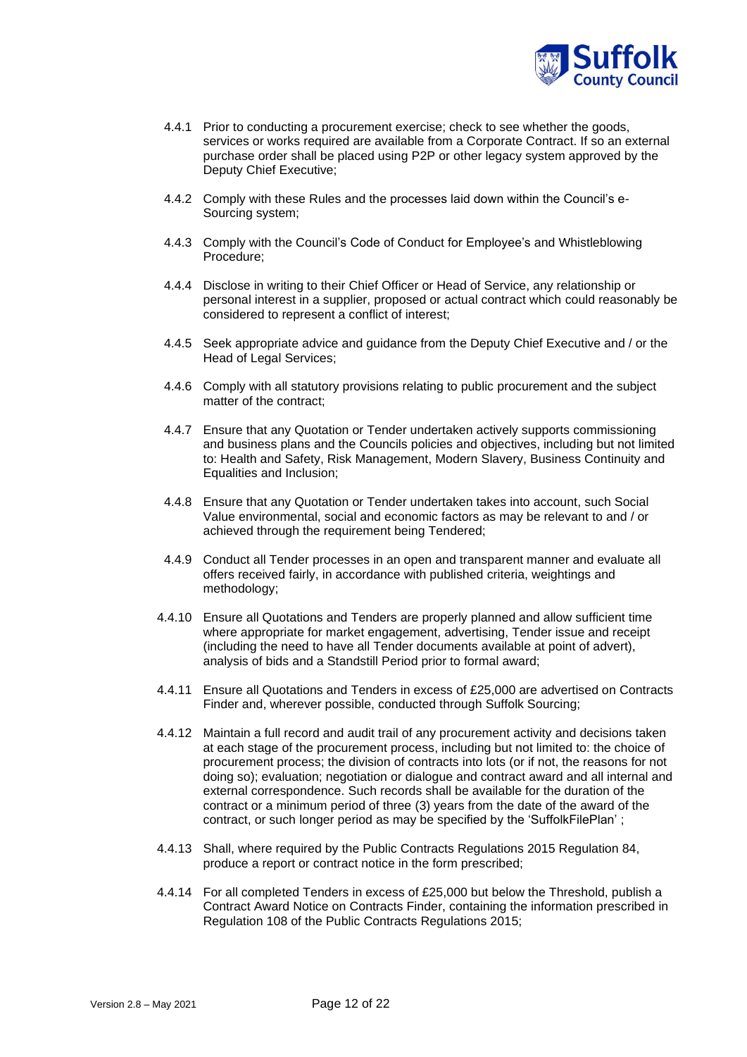4.4.1 Prior to conducting a procurement exercise; check to see whether the goods, services or works required are available from a Corporate Contract. If so an external purchase order shall be placed using P2P or other legacy system approved by the Deputy Chief Executive;

4.4.2 Comply with these Rules and the processes laid down within the Council's e-Sourcing system;

4.4.3 Comply with the Council's Code of Conduct for Employee's and Whistleblowing Procedure;

4.4.4 Disclose in writing to their Chief Officer or Head of Service, any relationship or personal interest in a supplier, proposed or actual contract which could reasonably be considered to represent a conflict of interest;

4.4.5 Seek appropriate advice and guidance from the Deputy Chief Executive and / or the Head of Legal Services;

4.4.6 Comply with all statutory provisions relating to public procurement and the subject matter of the contract;

4.4.7 Ensure that any Quotation or Tender undertaken actively supports commissioning and business plans and the Councils policies and objectives, including but not limited to: Health and Safety, Risk Management, Modern Slavery, Business Continuity and Equalities and Inclusion;

4.4.8 Ensure that any Quotation or Tender undertaken takes into account, such Social Value environmental, social and economic factors as may be relevant to and / or achieved through the requirement being Tendered;

4.4.9 Conduct all Tender processes in an open and transparent manner and evaluate all offers received fairly, in accordance with published criteria, weightings and methodology;

4.4.10 Ensure all Quotations and Tenders are properly planned and allow sufficient time where appropriate for market engagement, advertising, Tender issue and receipt (including the need to have all Tender documents available at point of advert), analysis of bids and a Standstill Period prior to formal award;

4.4.11 Ensure all Quotations and Tenders in excess of £25,000 are advertised on Contracts Finder and, wherever possible, conducted through Suffolk Sourcing;

4.4.12 Maintain a full record and audit trail of any procurement activity and decisions taken at each stage of the procurement process, including but not limited to: the choice of procurement process; the division of contracts into lots (or if not, the reasons for not doing so); evaluation; negotiation or dialogue and contract award and all internal and external correspondence. Such records shall be available for the duration of the contract or a minimum period of three (3) years from the date of the award of the contract, or such longer period as may be specified by the 'SuffolkFilePlan' ;

4.4.13 Shall, where required by the Public Contracts Regulations 2015 Regulation 84, produce a report or contract notice in the form prescribed;

4.4.14 For all completed Tenders in excess of £25,000 but below the Threshold, publish a Contract Award Notice on Contracts Finder, containing the information prescribed in Regulation 108 of the Public Contracts Regulations 2015;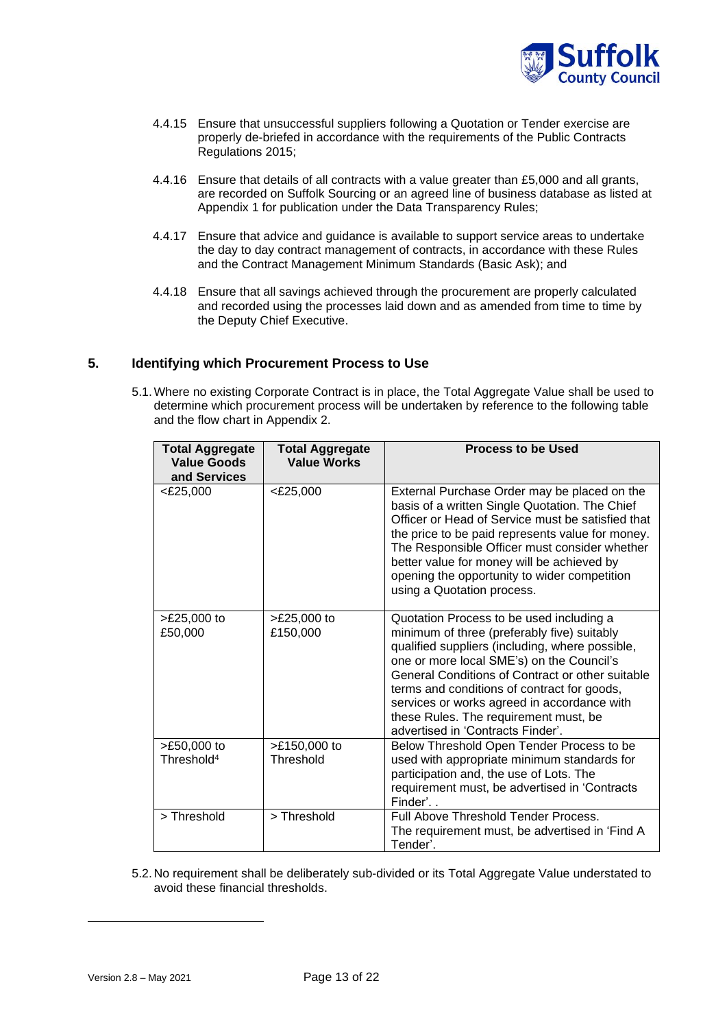4.4.15 Ensure that unsuccessful suppliers following a Quotation or Tender exercise are properly de-briefed in accordance with the requirements of the Public Contracts Regulations 2015;

4.4.16 Ensure that details of all contracts with a value greater than £5,000 and all grants, are recorded on Suffolk Sourcing or an agreed line of business database as listed at Appendix 1 for publication under the Data Transparency Rules;

4.4.17 Ensure that advice and guidance is available to support service areas to undertake the day to day contract management of contracts, in accordance with these Rules and the Contract Management Minimum Standards (Basic Ask); and

4.4.18 Ensure that all savings achieved through the procurement are properly calculated and recorded using the processes laid down and as amended from time to time by the Deputy Chief Executive.

## 5. Identifying which Procurement Process to Use

5.1. Where no existing Corporate Contract is in place, the Total Aggregate Value shall be used to determine which procurement process will be undertaken by reference to the following table and the flow chart in Appendix 2.

| Total Aggregate Value Goods and Services | Total Aggregate Value Works | Process to be Used |
|---|---|---|
| <£25,000 | <£25,000 | External Purchase Order may be placed on the basis of a written Single Quotation. The Chief Officer or Head of Service must be satisfied that the price to be paid represents value for money. The Responsible Officer must consider whether better value for money will be achieved by opening the opportunity to wider competition using a Quotation process. |
| >£25,000 to £50,000 | >£25,000 to £150,000 | Quotation Process to be used including a minimum of three (preferably five) suitably qualified suppliers (including, where possible, one or more local SME's) on the Council's General Conditions of Contract or other suitable terms and conditions of contract for goods, services or works agreed in accordance with these Rules. The requirement must, be advertised in 'Contracts Finder'. |
| >£50,000 to Threshold[4] | >£150,000 to Threshold | Below Threshold Open Tender Process to be used with appropriate minimum standards for participation and, the use of Lots. The requirement must, be advertised in 'Contracts Finder'. . |
| > Threshold | > Threshold | Full Above Threshold Tender Process. The requirement must, be advertised in 'Find A Tender'. |

5.2. No requirement shall be deliberately sub-divided or its Total Aggregate Value understated to avoid these financial thresholds.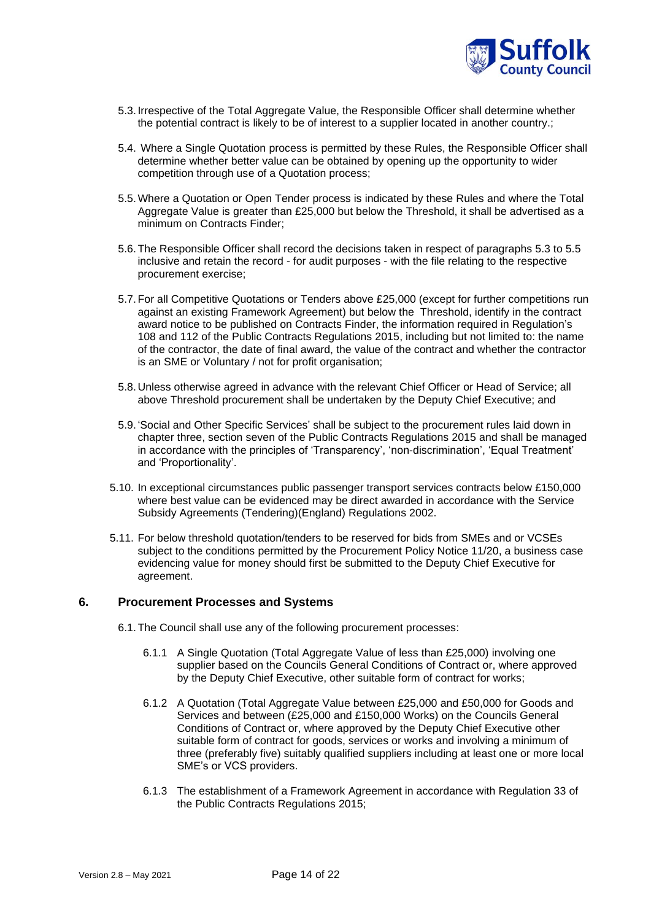5.3. Irrespective of the Total Aggregate Value, the Responsible Officer shall determine whether the potential contract is likely to be of interest to a supplier located in another country.;

5.4. Where a Single Quotation process is permitted by these Rules, the Responsible Officer shall determine whether better value can be obtained by opening up the opportunity to wider competition through use of a Quotation process;

5.5. Where a Quotation or Open Tender process is indicated by these Rules and where the Total Aggregate Value is greater than £25,000 but below the Threshold, it shall be advertised as a minimum on Contracts Finder;

5.6. The Responsible Officer shall record the decisions taken in respect of paragraphs 5.3 to 5.5 inclusive and retain the record - for audit purposes - with the file relating to the respective procurement exercise;

5.7. For all Competitive Quotations or Tenders above £25,000 (except for further competitions run against an existing Framework Agreement) but below the Threshold, identify in the contract award notice to be published on Contracts Finder, the information required in Regulation's 108 and 112 of the Public Contracts Regulations 2015, including but not limited to: the name of the contractor, the date of final award, the value of the contract and whether the contractor is an SME or Voluntary / not for profit organisation;

5.8. Unless otherwise agreed in advance with the relevant Chief Officer or Head of Service; all above Threshold procurement shall be undertaken by the Deputy Chief Executive; and

5.9. 'Social and Other Specific Services' shall be subject to the procurement rules laid down in chapter three, section seven of the Public Contracts Regulations 2015 and shall be managed in accordance with the principles of 'Transparency', 'non-discrimination', 'Equal Treatment' and 'Proportionality'.

5.10. In exceptional circumstances public passenger transport services contracts below £150,000 where best value can be evidenced may be direct awarded in accordance with the Service Subsidy Agreements (Tendering)(England) Regulations 2002.

5.11. For below threshold quotation/tenders to be reserved for bids from SMEs and or VCSEs subject to the conditions permitted by the Procurement Policy Notice 11/20, a business case evidencing value for money should first be submitted to the Deputy Chief Executive for agreement.

## 6. Procurement Processes and Systems

6.1. The Council shall use any of the following procurement processes:

6.1.1 A Single Quotation (Total Aggregate Value of less than £25,000) involving one supplier based on the Councils General Conditions of Contract or, where approved by the Deputy Chief Executive, other suitable form of contract for works;

6.1.2 A Quotation (Total Aggregate Value between £25,000 and £50,000 for Goods and Services and between (£25,000 and £150,000 Works) on the Councils General Conditions of Contract or, where approved by the Deputy Chief Executive other suitable form of contract for goods, services or works and involving a minimum of three (preferably five) suitably qualified suppliers including at least one or more local SME's or VCS providers.

6.1.3 The establishment of a Framework Agreement in accordance with Regulation 33 of the Public Contracts Regulations 2015;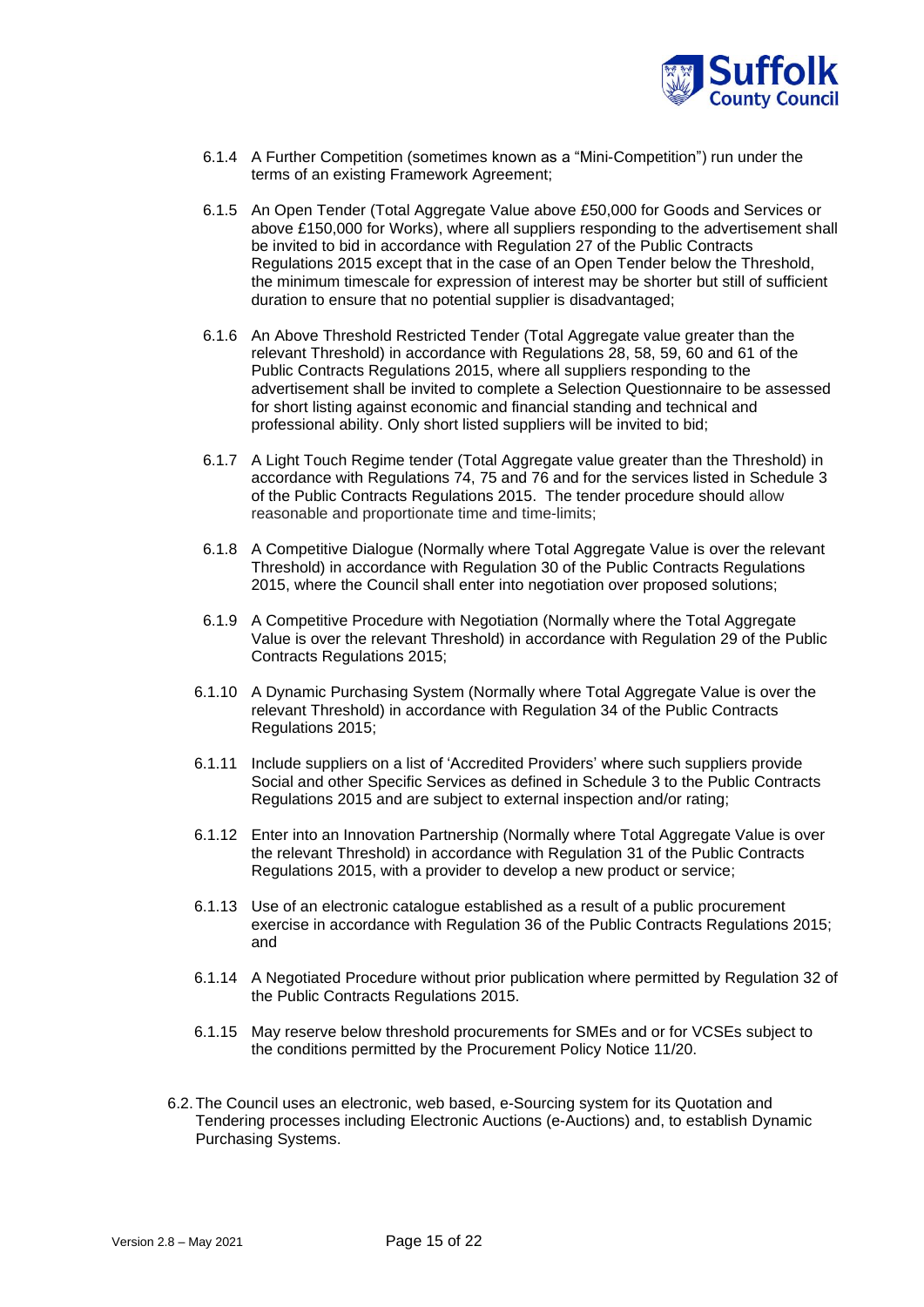6.1.4 A Further Competition (sometimes known as a "Mini-Competition") run under the terms of an existing Framework Agreement;

6.1.5 An Open Tender (Total Aggregate Value above £50,000 for Goods and Services or above £150,000 for Works), where all suppliers responding to the advertisement shall be invited to bid in accordance with Regulation 27 of the Public Contracts Regulations 2015 except that in the case of an Open Tender below the Threshold, the minimum timescale for expression of interest may be shorter but still of sufficient duration to ensure that no potential supplier is disadvantaged;

6.1.6 An Above Threshold Restricted Tender (Total Aggregate value greater than the relevant Threshold) in accordance with Regulations 28, 58, 59, 60 and 61 of the Public Contracts Regulations 2015, where all suppliers responding to the advertisement shall be invited to complete a Selection Questionnaire to be assessed for short listing against economic and financial standing and technical and professional ability. Only short listed suppliers will be invited to bid;

6.1.7 A Light Touch Regime tender (Total Aggregate value greater than the Threshold) in accordance with Regulations 74, 75 and 76 and for the services listed in Schedule 3 of the Public Contracts Regulations 2015. The tender procedure should allow reasonable and proportionate time and time-limits;

6.1.8 A Competitive Dialogue (Normally where Total Aggregate Value is over the relevant Threshold) in accordance with Regulation 30 of the Public Contracts Regulations 2015, where the Council shall enter into negotiation over proposed solutions;

6.1.9 A Competitive Procedure with Negotiation (Normally where the Total Aggregate Value is over the relevant Threshold) in accordance with Regulation 29 of the Public Contracts Regulations 2015;

6.1.10 A Dynamic Purchasing System (Normally where Total Aggregate Value is over the relevant Threshold) in accordance with Regulation 34 of the Public Contracts Regulations 2015;

6.1.11 Include suppliers on a list of 'Accredited Providers' where such suppliers provide Social and other Specific Services as defined in Schedule 3 to the Public Contracts Regulations 2015 and are subject to external inspection and/or rating;

6.1.12 Enter into an Innovation Partnership (Normally where Total Aggregate Value is over the relevant Threshold) in accordance with Regulation 31 of the Public Contracts Regulations 2015, with a provider to develop a new product or service;

6.1.13 Use of an electronic catalogue established as a result of a public procurement exercise in accordance with Regulation 36 of the Public Contracts Regulations 2015; and

6.1.14 A Negotiated Procedure without prior publication where permitted by Regulation 32 of the Public Contracts Regulations 2015.

6.1.15 May reserve below threshold procurements for SMEs and or for VCSEs subject to the conditions permitted by the Procurement Policy Notice 11/20.

6.2. The Council uses an electronic, web based, e-Sourcing system for its Quotation and Tendering processes including Electronic Auctions (e-Auctions) and, to establish Dynamic Purchasing Systems.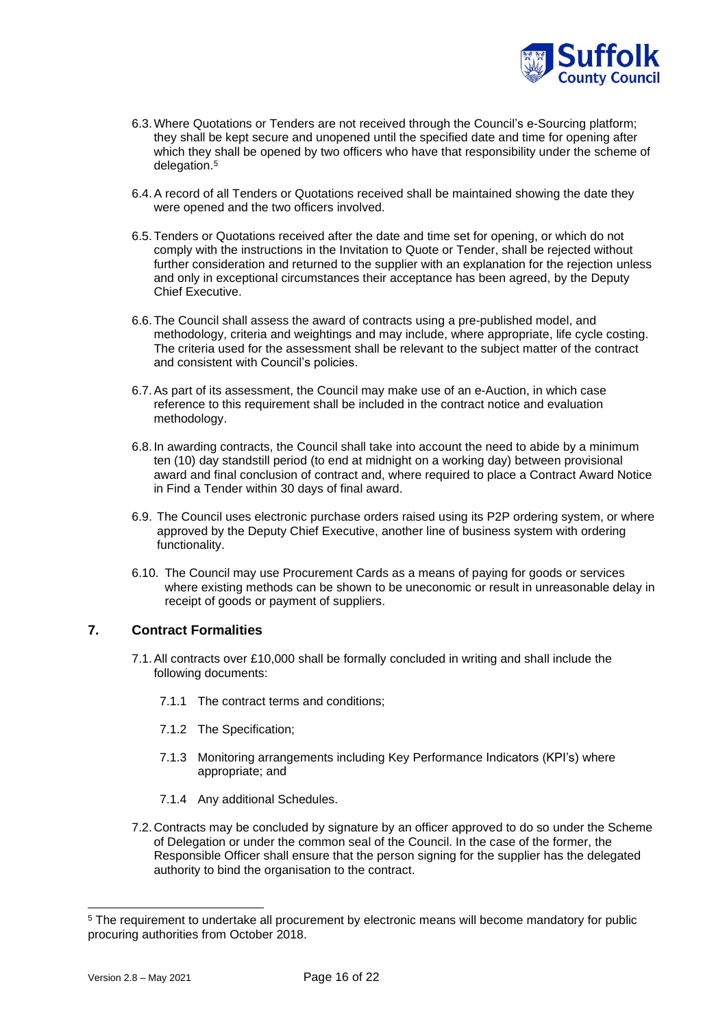6.3. Where Quotations or Tenders are not received through the Council's e-Sourcing platform; they shall be kept secure and unopened until the specified date and time for opening after which they shall be opened by two officers who have that responsibility under the scheme of delegation.[5]

6.4. A record of all Tenders or Quotations received shall be maintained showing the date they were opened and the two officers involved.

6.5. Tenders or Quotations received after the date and time set for opening, or which do not comply with the instructions in the Invitation to Quote or Tender, shall be rejected without further consideration and returned to the supplier with an explanation for the rejection unless and only in exceptional circumstances their acceptance has been agreed, by the Deputy Chief Executive.

6.6. The Council shall assess the award of contracts using a pre-published model, and methodology, criteria and weightings and may include, where appropriate, life cycle costing. The criteria used for the assessment shall be relevant to the subject matter of the contract and consistent with Council's policies.

6.7. As part of its assessment, the Council may make use of an e-Auction, in which case reference to this requirement shall be included in the contract notice and evaluation methodology.

6.8. In awarding contracts, the Council shall take into account the need to abide by a minimum ten (10) day standstill period (to end at midnight on a working day) between provisional award and final conclusion of contract and, where required to place a Contract Award Notice in Find a Tender within 30 days of final award.

6.9. The Council uses electronic purchase orders raised using its P2P ordering system, or where approved by the Deputy Chief Executive, another line of business system with ordering functionality.

6.10. The Council may use Procurement Cards as a means of paying for goods or services where existing methods can be shown to be uneconomic or result in unreasonable delay in receipt of goods or payment of suppliers.

## 7. Contract Formalities

7.1. All contracts over £10,000 shall be formally concluded in writing and shall include the following documents:

7.1.1 The contract terms and conditions;

7.1.2 The Specification;

7.1.3 Monitoring arrangements including Key Performance Indicators (KPI's) where appropriate; and

7.1.4 Any additional Schedules.

7.2. Contracts may be concluded by signature by an officer approved to do so under the Scheme of Delegation or under the common seal of the Council. In the case of the former, the Responsible Officer shall ensure that the person signing for the supplier has the delegated authority to bind the organisation to the contract.

---

[5] The requirement to undertake all procurement by electronic means will become mandatory for public procuring authorities from October 2018.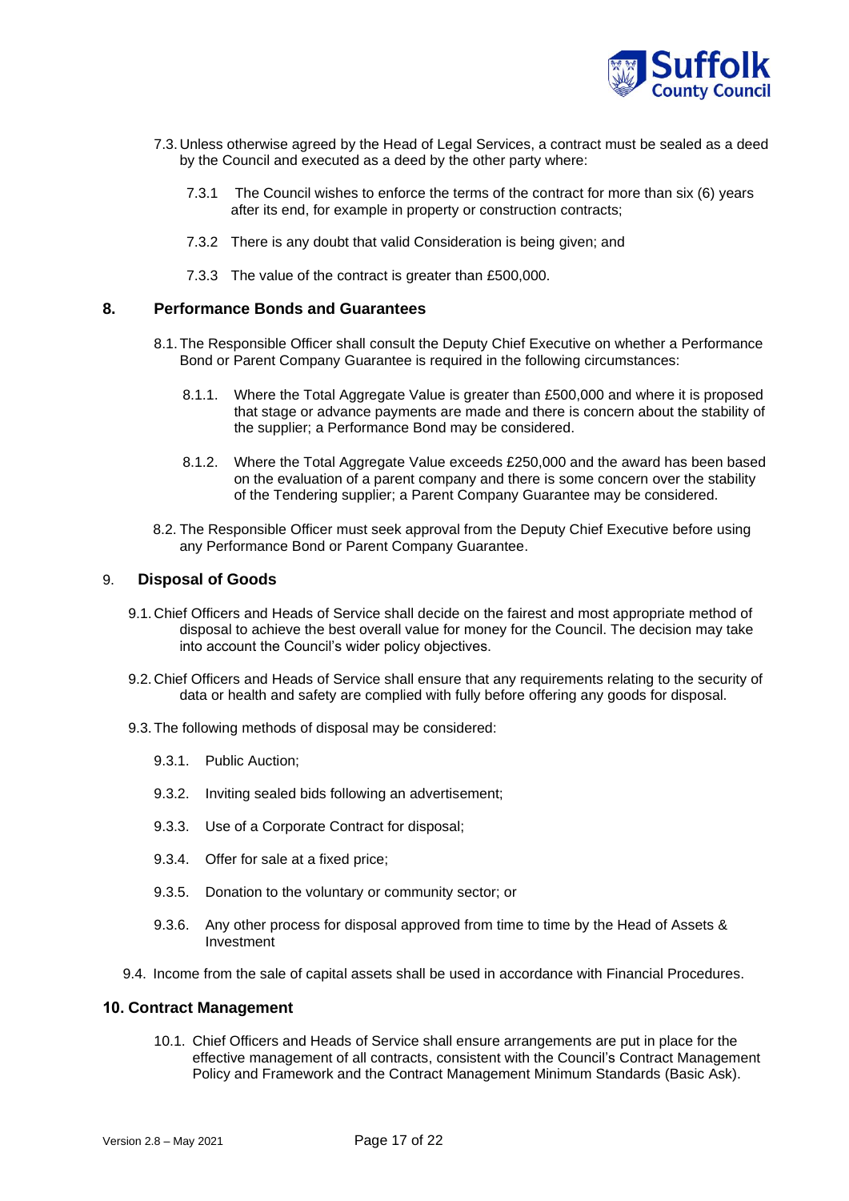7.3. Unless otherwise agreed by the Head of Legal Services, a contract must be sealed as a deed by the Council and executed as a deed by the other party where:

7.3.1 The Council wishes to enforce the terms of the contract for more than six (6) years after its end, for example in property or construction contracts;

7.3.2 There is any doubt that valid Consideration is being given; and

7.3.3 The value of the contract is greater than £500,000.

## 8. Performance Bonds and Guarantees

8.1. The Responsible Officer shall consult the Deputy Chief Executive on whether a Performance Bond or Parent Company Guarantee is required in the following circumstances:

8.1.1. Where the Total Aggregate Value is greater than £500,000 and where it is proposed that stage or advance payments are made and there is concern about the stability of the supplier; a Performance Bond may be considered.

8.1.2. Where the Total Aggregate Value exceeds £250,000 and the award has been based on the evaluation of a parent company and there is some concern over the stability of the Tendering supplier; a Parent Company Guarantee may be considered.

8.2. The Responsible Officer must seek approval from the Deputy Chief Executive before using any Performance Bond or Parent Company Guarantee.

## 9. Disposal of Goods

9.1. Chief Officers and Heads of Service shall decide on the fairest and most appropriate method of disposal to achieve the best overall value for money for the Council. The decision may take into account the Council's wider policy objectives.

9.2. Chief Officers and Heads of Service shall ensure that any requirements relating to the security of data or health and safety are complied with fully before offering any goods for disposal.

9.3. The following methods of disposal may be considered:

9.3.1. Public Auction;

9.3.2. Inviting sealed bids following an advertisement;

9.3.3. Use of a Corporate Contract for disposal;

9.3.4. Offer for sale at a fixed price;

9.3.5. Donation to the voluntary or community sector; or

9.3.6. Any other process for disposal approved from time to time by the Head of Assets & Investment

9.4. Income from the sale of capital assets shall be used in accordance with Financial Procedures.

## 10. Contract Management

10.1. Chief Officers and Heads of Service shall ensure arrangements are put in place for the effective management of all contracts, consistent with the Council's Contract Management Policy and Framework and the Contract Management Minimum Standards (Basic Ask).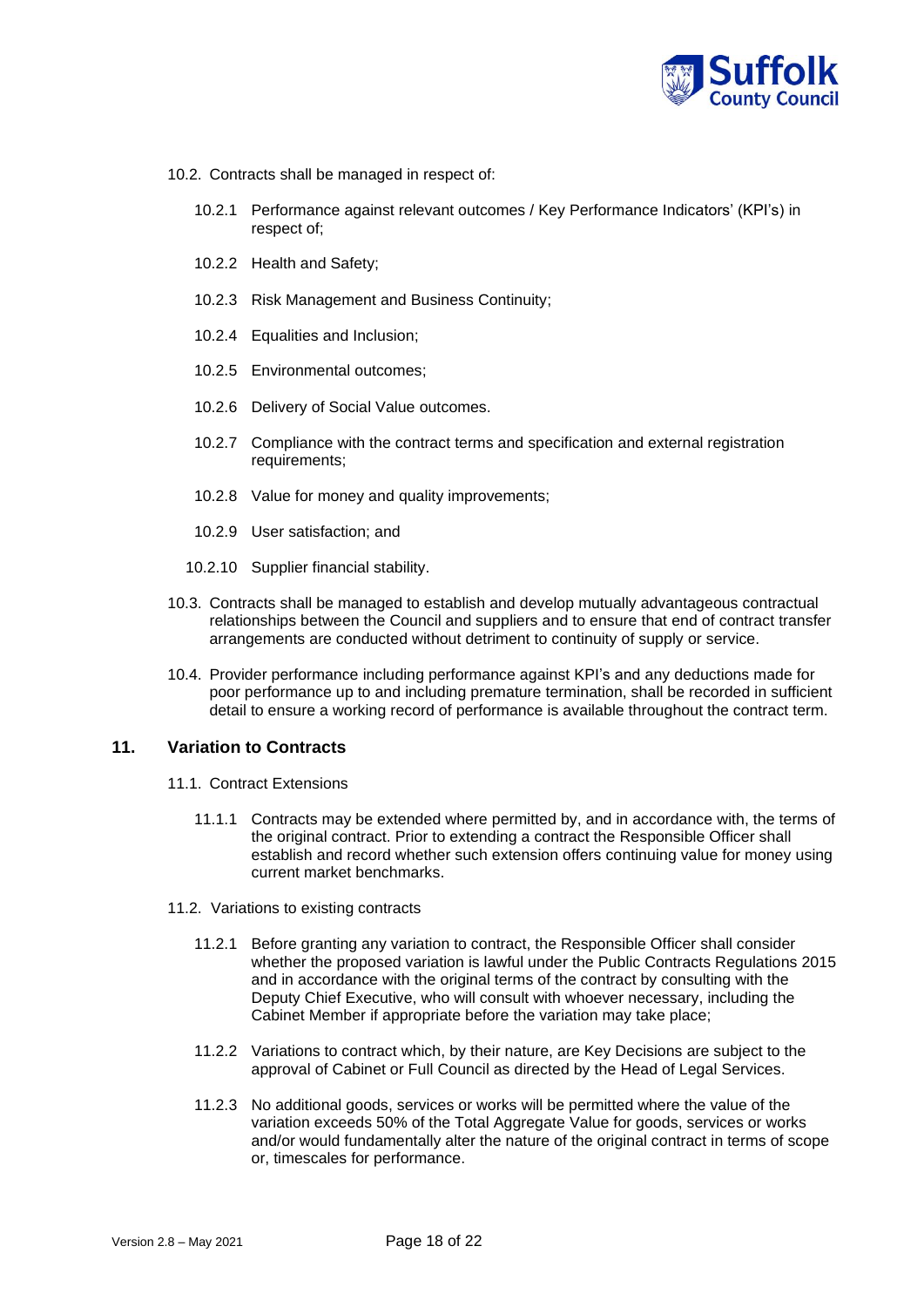10.2. Contracts shall be managed in respect of:

10.2.1 Performance against relevant outcomes / Key Performance Indicators' (KPI's) in respect of;

10.2.2 Health and Safety;

10.2.3 Risk Management and Business Continuity;

10.2.4 Equalities and Inclusion;

10.2.5 Environmental outcomes;

10.2.6 Delivery of Social Value outcomes.

10.2.7 Compliance with the contract terms and specification and external registration requirements;

10.2.8 Value for money and quality improvements;

10.2.9 User satisfaction; and

10.2.10 Supplier financial stability.

10.3. Contracts shall be managed to establish and develop mutually advantageous contractual relationships between the Council and suppliers and to ensure that end of contract transfer arrangements are conducted without detriment to continuity of supply or service.

10.4. Provider performance including performance against KPI's and any deductions made for poor performance up to and including premature termination, shall be recorded in sufficient detail to ensure a working record of performance is available throughout the contract term.

## 11. Variation to Contracts

11.1. Contract Extensions

11.1.1 Contracts may be extended where permitted by, and in accordance with, the terms of the original contract. Prior to extending a contract the Responsible Officer shall establish and record whether such extension offers continuing value for money using current market benchmarks.

11.2. Variations to existing contracts

11.2.1 Before granting any variation to contract, the Responsible Officer shall consider whether the proposed variation is lawful under the Public Contracts Regulations 2015 and in accordance with the original terms of the contract by consulting with the Deputy Chief Executive, who will consult with whoever necessary, including the Cabinet Member if appropriate before the variation may take place;

11.2.2 Variations to contract which, by their nature, are Key Decisions are subject to the approval of Cabinet or Full Council as directed by the Head of Legal Services.

11.2.3 No additional goods, services or works will be permitted where the value of the variation exceeds 50% of the Total Aggregate Value for goods, services or works and/or would fundamentally alter the nature of the original contract in terms of scope or, timescales for performance.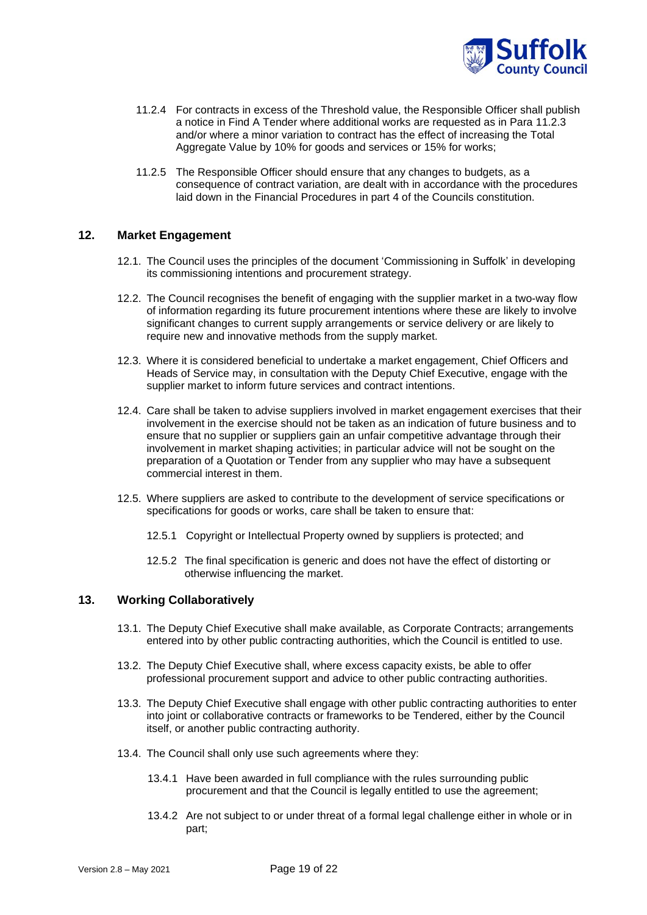11.2.4 For contracts in excess of the Threshold value, the Responsible Officer shall publish a notice in Find A Tender where additional works are requested as in Para 11.2.3 and/or where a minor variation to contract has the effect of increasing the Total Aggregate Value by 10% for goods and services or 15% for works;

11.2.5 The Responsible Officer should ensure that any changes to budgets, as a consequence of contract variation, are dealt with in accordance with the procedures laid down in the Financial Procedures in part 4 of the Councils constitution.

## 12. Market Engagement

12.1. The Council uses the principles of the document 'Commissioning in Suffolk' in developing its commissioning intentions and procurement strategy.

12.2. The Council recognises the benefit of engaging with the supplier market in a two-way flow of information regarding its future procurement intentions where these are likely to involve significant changes to current supply arrangements or service delivery or are likely to require new and innovative methods from the supply market.

12.3. Where it is considered beneficial to undertake a market engagement, Chief Officers and Heads of Service may, in consultation with the Deputy Chief Executive, engage with the supplier market to inform future services and contract intentions.

12.4. Care shall be taken to advise suppliers involved in market engagement exercises that their involvement in the exercise should not be taken as an indication of future business and to ensure that no supplier or suppliers gain an unfair competitive advantage through their involvement in market shaping activities; in particular advice will not be sought on the preparation of a Quotation or Tender from any supplier who may have a subsequent commercial interest in them.

12.5. Where suppliers are asked to contribute to the development of service specifications or specifications for goods or works, care shall be taken to ensure that:

12.5.1 Copyright or Intellectual Property owned by suppliers is protected; and

12.5.2 The final specification is generic and does not have the effect of distorting or otherwise influencing the market.

## 13. Working Collaboratively

13.1. The Deputy Chief Executive shall make available, as Corporate Contracts; arrangements entered into by other public contracting authorities, which the Council is entitled to use.

13.2. The Deputy Chief Executive shall, where excess capacity exists, be able to offer professional procurement support and advice to other public contracting authorities.

13.3. The Deputy Chief Executive shall engage with other public contracting authorities to enter into joint or collaborative contracts or frameworks to be Tendered, either by the Council itself, or another public contracting authority.

13.4. The Council shall only use such agreements where they:

13.4.1 Have been awarded in full compliance with the rules surrounding public procurement and that the Council is legally entitled to use the agreement;

13.4.2 Are not subject to or under threat of a formal legal challenge either in whole or in part;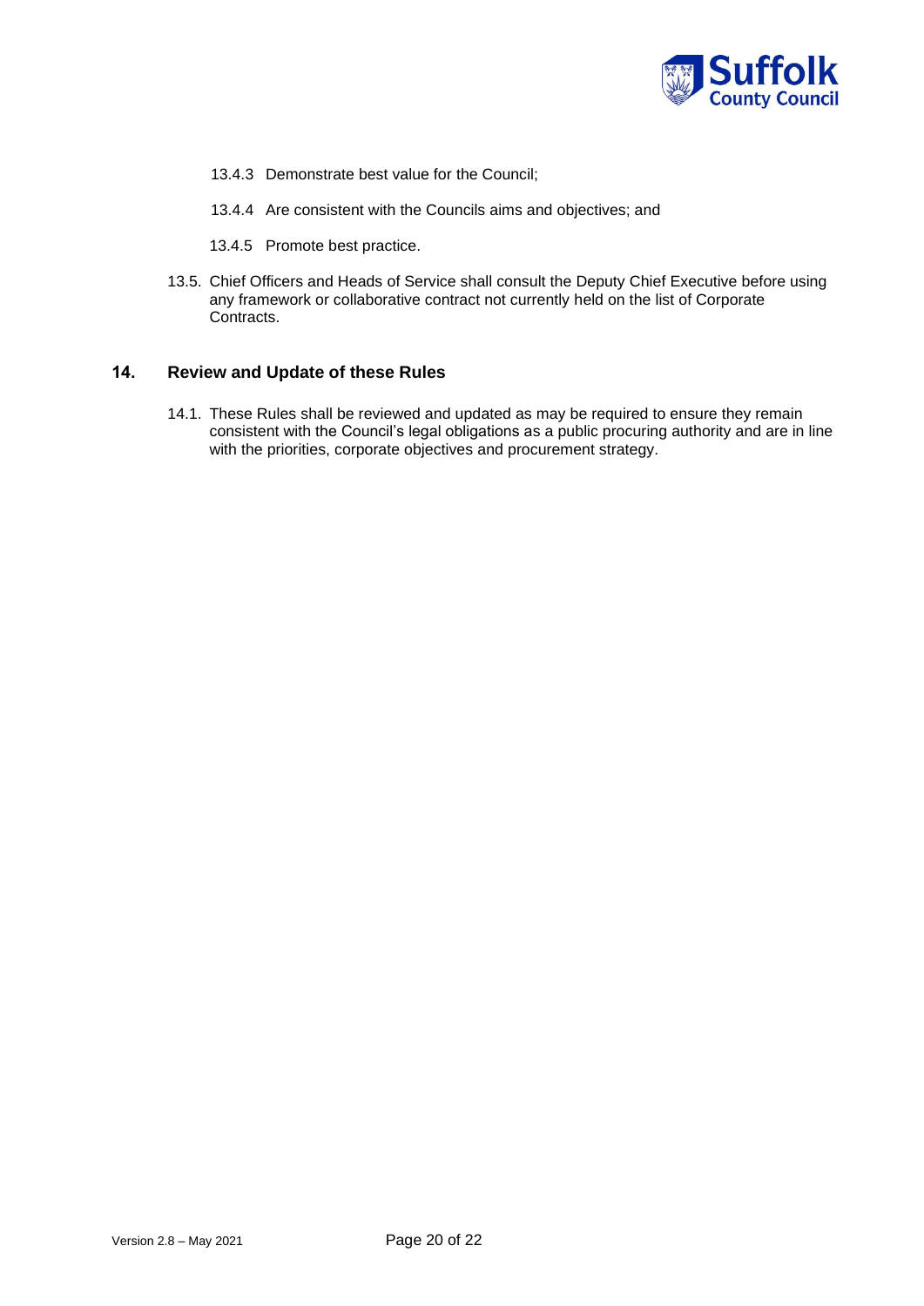13.4.3 Demonstrate best value for the Council;

13.4.4 Are consistent with the Councils aims and objectives; and

13.4.5 Promote best practice.

13.5. Chief Officers and Heads of Service shall consult the Deputy Chief Executive before using any framework or collaborative contract not currently held on the list of Corporate Contracts.

## 14. Review and Update of these Rules

14.1. These Rules shall be reviewed and updated as may be required to ensure they remain consistent with the Council's legal obligations as a public procuring authority and are in line with the priorities, corporate objectives and procurement strategy.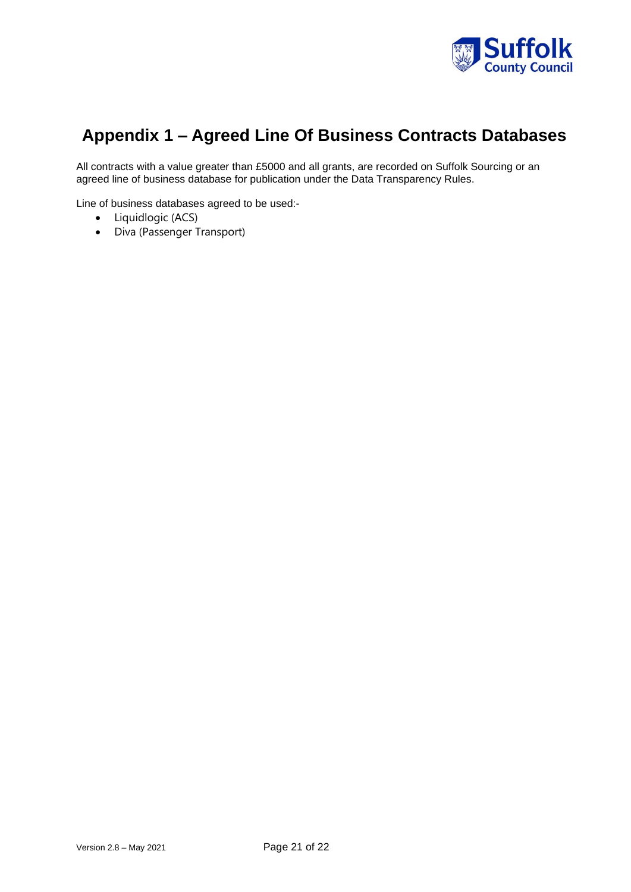# Appendix 1 – Agreed Line Of Business Contracts Databases

All contracts with a value greater than £5000 and all grants, are recorded on Suffolk Sourcing or an agreed line of business database for publication under the Data Transparency Rules.

Line of business databases agreed to be used:-

- Liquidlogic (ACS)
- Diva (Passenger Transport)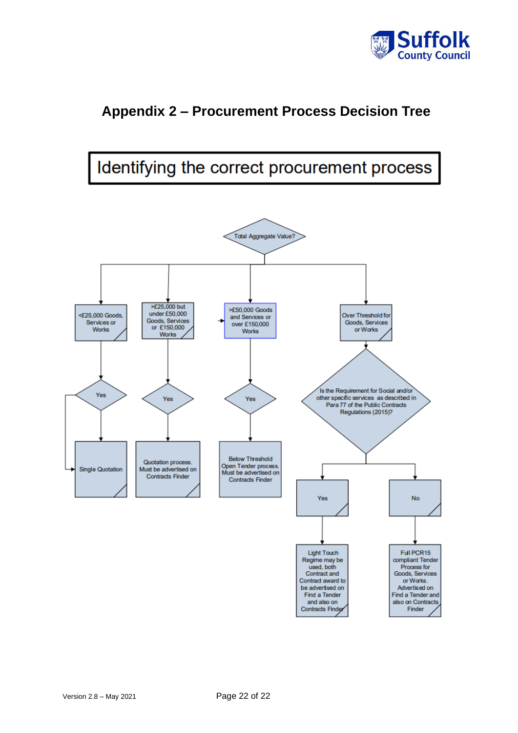## Appendix 2 – Procurement Process Decision Tree

Identifying the correct procurement process

Total Aggregate Value?

<£25,000 Goods, Services or Works

Yes

Single Quotation

>£25,000 but under £50,000 Goods, Services or £150,000 Works

Yes

Quotation process. Must be advertised on Contracts Finder

>£50,000 Goods and Services or over £150,000 Works

Yes

Below Threshold Open Tender process. Must be advertised on Contracts Finder

Over Threshold for Goods, Services or Works

Is the Requirement for Social and/or other specific services as described in Para 77 of the Public Contracts Regulations (2015)?

Yes

Light Touch Regime may be used, both Contract and Contract award to be advertised on Find a Tender and also on Contracts Finder

No

Full PCR15 compliant Tender Process for Goods, Services or Works. Advertised on Find a Tender and also on Contracts Finder

Version 2.8 – May 2021